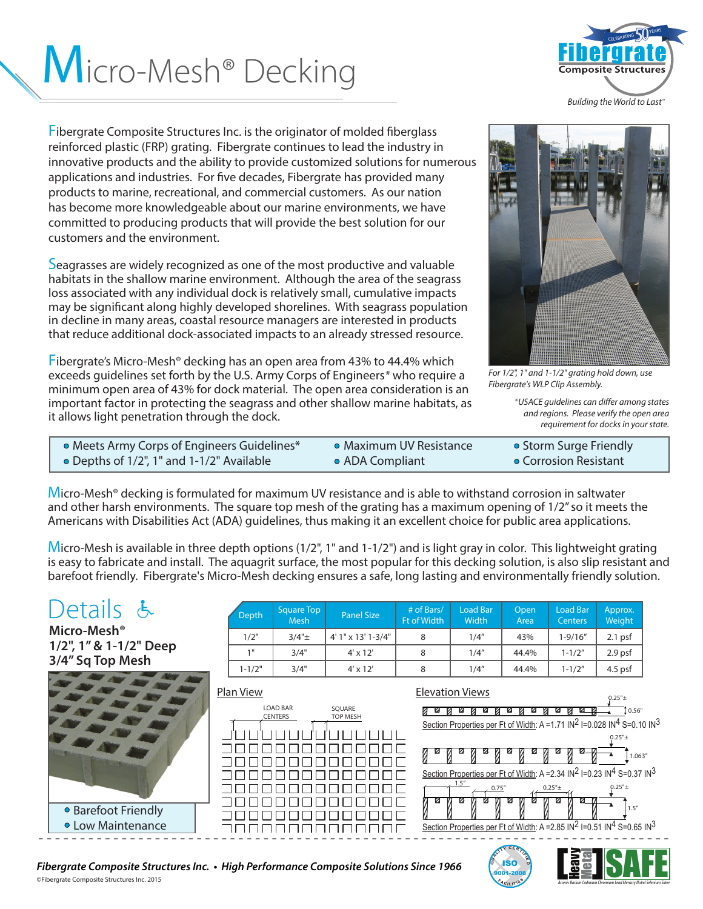# Micro-Mesh® Decking

Fibergrate Composite Structures

*Building the World to Last™*

Fibergrate Composite Structures Inc. is the originator of molded fiberglass reinforced plastic (FRP) grating. Fibergrate continues to lead the industry in innovative products and the ability to provide customized solutions for numerous applications and industries. For five decades, Fibergrate has provided many products to marine, recreational, and commercial customers. As our nation has become more knowledgeable about our marine environments, we have committed to producing products that will provide the best solution for our customers and the environment.

Seagrasses are widely recognized as one of the most productive and valuable habitats in the shallow marine environment. Although the area of the seagrass loss associated with any individual dock is relatively small, cumulative impacts may be significant along highly developed shorelines. With seagrass population in decline in many areas, coastal resource managers are interested in products that reduce additional dock-associated impacts to an already stressed resource.

Fibergrate's Micro-Mesh® decking has an open area from 43% to 44.4% which exceeds guidelines set forth by the U.S. Army Corps of Engineers* who require a minimum open area of 43% for dock material. The open area consideration is an important factor in protecting the seagrass and other shallow marine habitats, as it allows light penetration through the dock.

*For 1/2", 1" and 1-1/2" grating hold down, use Fibergrate's WLP Clip Assembly.*

*\*USACE guidelines can differ among states and regions. Please verify the open area requirement for docks in your state.*

- Meets Army Corps of Engineers Guidelines*
- Depths of 1/2", 1" and 1-1/2" Available
- Maximum UV Resistance
- ADA Compliant
- Storm Surge Friendly
- Corrosion Resistant

Micro-Mesh® decking is formulated for maximum UV resistance and is able to withstand corrosion in saltwater and other harsh environments. The square top mesh of the grating has a maximum opening of 1/2" so it meets the Americans with Disabilities Act (ADA) guidelines, thus making it an excellent choice for public area applications.

Micro-Mesh is available in three depth options (1/2", 1" and 1-1/2") and is light gray in color. This lightweight grating is easy to fabricate and install. The aquagrit surface, the most popular for this decking solution, is also slip resistant and barefoot friendly. Fibergrate's Micro-Mesh decking ensures a safe, long lasting and environmentally friendly solution.

## Details

**Micro-Mesh®**
**1/2", 1" & 1-1/2" Deep**
**3/4" Sq Top Mesh**

| Depth | Square Top Mesh | Panel Size | # of Bars/ Ft of Width | Load Bar Width | Open Area | Load Bar Centers | Approx. Weight |
|---|---|---|---|---|---|---|---|
| 1/2" | 3/4"± | 4' 1" x 13' 1-3/4" | 8 | 1/4" | 43% | 1-9/16" | 2.1 psf |
| 1" | 3/4" | 4' x 12' | 8 | 1/4" | 44.4% | 1-1/2" | 2.9 psf |
| 1-1/2" | 3/4" | 4' x 12' | 8 | 1/4" | 44.4% | 1-1/2" | 4.5 psf |

- Barefoot Friendly
- Low Maintenance

Plan View: LOAD BAR CENTERS; SQUARE TOP MESH

Elevation Views:

0.25"± — 0.56"
Section Properties per Ft of Width: A =1.71 $IN^2$ I=0.028 $IN^4$ S=0.10 $IN^3$

0.25"± — 1.063"
Section Properties per Ft of Width: A =2.34 $IN^2$ I=0.23 $IN^4$ S=0.37 $IN^3$

1.5" — 0.75" — 0.25"± — 0.25"± — 1.5"
Section Properties per Ft of Width: A =2.85 $IN^2$ I=0.51 $IN^4$ S=0.65 $IN^3$

*Fibergrate Composite Structures Inc. • High Performance Composite Solutions Since 1966*

©Fibergrate Composite Structures Inc. 2015

ISO 9001-2008 Quality Certified Facilities

Heavy Metal SAFE — Arsenic Barium Cadmium Chromium Lead Mercury Nickel Selenium Silver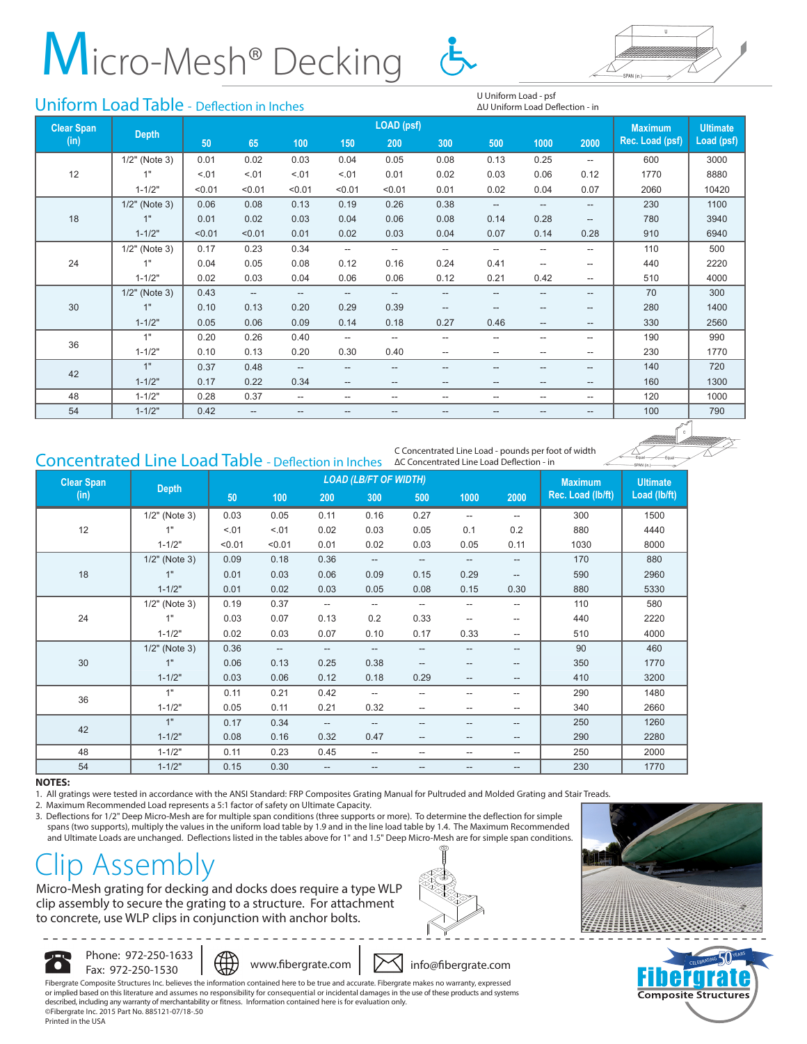# Micro-Mesh® Decking

## Uniform Load Table - Deflection in Inches

U Uniform Load - psf
ΔU Uniform Load Deflection - in

| Clear Span (in) | Depth | LOAD (psf) 50 | 65 | 100 | 150 | 200 | 300 | 500 | 1000 | 2000 | Maximum Rec. Load (psf) | Ultimate Load (psf) |
|---|---|---|---|---|---|---|---|---|---|---|---|---|
| 12 | 1/2" (Note 3) | 0.01 | 0.02 | 0.03 | 0.04 | 0.05 | 0.08 | 0.13 | 0.25 | -- | 600 | 3000 |
| | 1" | <.01 | <.01 | <.01 | <.01 | 0.01 | 0.02 | 0.03 | 0.06 | 0.12 | 1770 | 8880 |
| | 1-1/2" | <0.01 | <0.01 | <0.01 | <0.01 | <0.01 | 0.01 | 0.02 | 0.04 | 0.07 | 2060 | 10420 |
| 18 | 1/2" (Note 3) | 0.06 | 0.08 | 0.13 | 0.19 | 0.26 | 0.38 | -- | -- | -- | 230 | 1100 |
| | 1" | 0.01 | 0.02 | 0.03 | 0.04 | 0.06 | 0.08 | 0.14 | 0.28 | -- | 780 | 3940 |
| | 1-1/2" | <0.01 | <0.01 | 0.01 | 0.02 | 0.03 | 0.04 | 0.07 | 0.14 | 0.28 | 910 | 6940 |
| 24 | 1/2" (Note 3) | 0.17 | 0.23 | 0.34 | -- | -- | -- | -- | -- | -- | 110 | 500 |
| | 1" | 0.04 | 0.05 | 0.08 | 0.12 | 0.16 | 0.24 | 0.41 | -- | -- | 440 | 2220 |
| | 1-1/2" | 0.02 | 0.03 | 0.04 | 0.06 | 0.06 | 0.12 | 0.21 | 0.42 | -- | 510 | 4000 |
| 30 | 1/2" (Note 3) | 0.43 | -- | -- | -- | -- | -- | -- | -- | -- | 70 | 300 |
| | 1" | 0.10 | 0.13 | 0.20 | 0.29 | 0.39 | -- | -- | -- | -- | 280 | 1400 |
| | 1-1/2" | 0.05 | 0.06 | 0.09 | 0.14 | 0.18 | 0.27 | 0.46 | -- | -- | 330 | 2560 |
| 36 | 1" | 0.20 | 0.26 | 0.40 | -- | -- | -- | -- | -- | -- | 190 | 990 |
| | 1-1/2" | 0.10 | 0.13 | 0.20 | 0.30 | 0.40 | -- | -- | -- | -- | 230 | 1770 |
| 42 | 1" | 0.37 | 0.48 | -- | -- | -- | -- | -- | -- | -- | 140 | 720 |
| | 1-1/2" | 0.17 | 0.22 | 0.34 | -- | -- | -- | -- | -- | -- | 160 | 1300 |
| 48 | 1-1/2" | 0.28 | 0.37 | -- | -- | -- | -- | -- | -- | -- | 120 | 1000 |
| 54 | 1-1/2" | 0.42 | -- | -- | -- | -- | -- | -- | -- | -- | 100 | 790 |

## Concentrated Line Load Table - Deflection in Inches

C Concentrated Line Load - pounds per foot of width
ΔC Concentrated Line Load Deflection - in

| Clear Span (in) | Depth | LOAD (LB/FT OF WIDTH) 50 | 100 | 200 | 300 | 500 | 1000 | 2000 | Maximum Rec. Load (lb/ft) | Ultimate Load (lb/ft) |
|---|---|---|---|---|---|---|---|---|---|---|
| 12 | 1/2" (Note 3) | 0.03 | 0.05 | 0.11 | 0.16 | 0.27 | -- | -- | 300 | 1500 |
| | 1" | <.01 | <.01 | 0.02 | 0.03 | 0.05 | 0.1 | 0.2 | 880 | 4440 |
| | 1-1/2" | <0.01 | <0.01 | 0.01 | 0.02 | 0.03 | 0.05 | 0.11 | 1030 | 8000 |
| 18 | 1/2" (Note 3) | 0.09 | 0.18 | 0.36 | -- | -- | -- | -- | 170 | 880 |
| | 1" | 0.01 | 0.03 | 0.06 | 0.09 | 0.15 | 0.29 | -- | 590 | 2960 |
| | 1-1/2" | 0.01 | 0.02 | 0.03 | 0.05 | 0.08 | 0.15 | 0.30 | 880 | 5330 |
| 24 | 1/2" (Note 3) | 0.19 | 0.37 | -- | -- | -- | -- | -- | 110 | 580 |
| | 1" | 0.03 | 0.07 | 0.13 | 0.2 | 0.33 | -- | -- | 440 | 2220 |
| | 1-1/2" | 0.02 | 0.03 | 0.07 | 0.10 | 0.17 | 0.33 | -- | 510 | 4000 |
| 30 | 1/2" (Note 3) | 0.36 | -- | -- | -- | -- | -- | -- | 90 | 460 |
| | 1" | 0.06 | 0.13 | 0.25 | 0.38 | -- | -- | -- | 350 | 1770 |
| | 1-1/2" | 0.03 | 0.06 | 0.12 | 0.18 | 0.29 | -- | -- | 410 | 3200 |
| 36 | 1" | 0.11 | 0.21 | 0.42 | -- | -- | -- | -- | 290 | 1480 |
| | 1-1/2" | 0.05 | 0.11 | 0.21 | 0.32 | -- | -- | -- | 340 | 2660 |
| 42 | 1" | 0.17 | 0.34 | -- | -- | -- | -- | -- | 250 | 1260 |
| | 1-1/2" | 0.08 | 0.16 | 0.32 | 0.47 | -- | -- | -- | 290 | 2280 |
| 48 | 1-1/2" | 0.11 | 0.23 | 0.45 | -- | -- | -- | -- | 250 | 2000 |
| 54 | 1-1/2" | 0.15 | 0.30 | -- | -- | -- | -- | -- | 230 | 1770 |

**NOTES:**

1. All gratings were tested in accordance with the ANSI Standard: FRP Composites Grating Manual for Pultruded and Molded Grating and Stair Treads.
2. Maximum Recommended Load represents a 5:1 factor of safety on Ultimate Capacity.
3. Deflections for 1/2" Deep Micro-Mesh are for multiple span conditions (three supports or more). To determine the deflection for simple spans (two supports), multiply the values in the uniform load table by 1.9 and in the line load table by 1.4. The Maximum Recommended and Ultimate Loads are unchanged. Deflections listed in the tables above for 1" and 1.5" Deep Micro-Mesh are for simple span conditions.

# Clip Assembly

Micro-Mesh grating for decking and docks does require a type WLP clip assembly to secure the grating to a structure. For attachment to concrete, use WLP clips in conjunction with anchor bolts.

Phone: 972-250-1633
Fax: 972-250-1530

www.fibergrate.com

info@fibergrate.com

Fibergrate Composite Structures Inc. believes the information contained here to be true and accurate. Fibergrate makes no warranty, expressed or implied based on this literature and assumes no responsibility for consequential or incidental damages in the use of these products and systems described, including any warranty of merchantability or fitness. Information contained here is for evaluation only.
©Fibergrate Inc. 2015 Part No. 885121-07/18-.50
Printed in the USA

Fibergrate Composite Structures